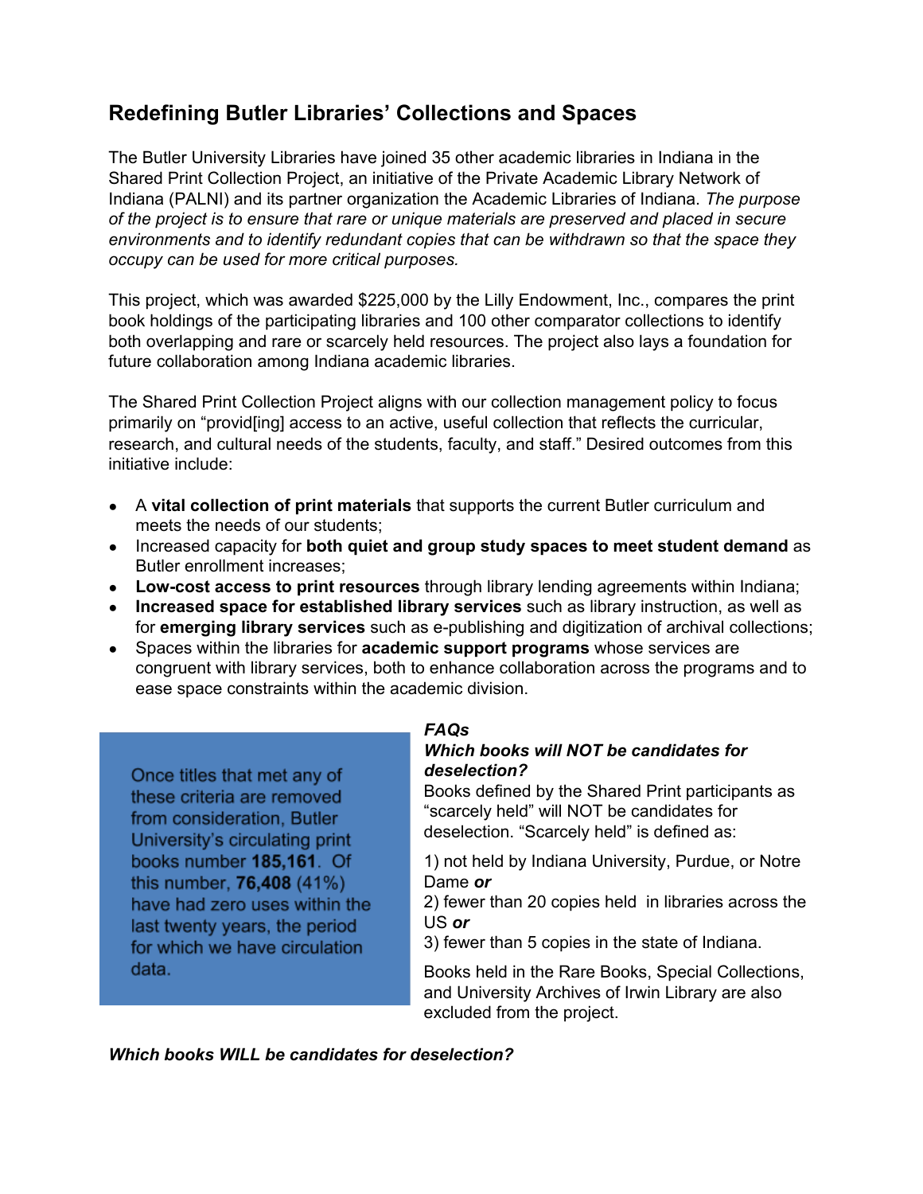## Redefining Butler Libraries' Collections and Spaces

The Butler University Libraries have joined 35 other academic libraries in Indiana in the Shared Print Collection Project, an initiative of the Private Academic Library Network of Indiana (PALNI) and its partner organization the Academic Libraries of Indiana. *The purpose of the project is to ensure that rare or unique materials are preserved and placed in secure environments and to identify redundant copies that can be withdrawn so that the space they occupy can be used for more critical purposes.*

This project, which was awarded $225,000 by the Lilly Endowment, Inc., compares the print book holdings of the participating libraries and 100 other comparator collections to identify both overlapping and rare or scarcely held resources. The project also lays a foundation for future collaboration among Indiana academic libraries.

The Shared Print Collection Project aligns with our collection management policy to focus primarily on "provid[ing] access to an active, useful collection that reflects the curricular, research, and cultural needs of the students, faculty, and staff." Desired outcomes from this initiative include:

- A **vital collection of print materials** that supports the current Butler curriculum and meets the needs of our students;
- Increased capacity for **both quiet and group study spaces to meet student demand** as Butler enrollment increases;
- **Low-cost access to print resources** through library lending agreements within Indiana;
- **Increased space for established library services** such as library instruction, as well as for **emerging library services** such as e-publishing and digitization of archival collections;
- Spaces within the libraries for **academic support programs** whose services are congruent with library services, both to enhance collaboration across the programs and to ease space constraints within the academic division.

Once titles that met any of these criteria are removed from consideration, Butler University's circulating print books number **185,161**. Of this number, **76,408** (41%) have had zero uses within the last twenty years, the period for which we have circulation data.

***FAQs***

***Which books will NOT be candidates for deselection?***

Books defined by the Shared Print participants as "scarcely held" will NOT be candidates for deselection. "Scarcely held" is defined as:

1) not held by Indiana University, Purdue, or Notre Dame ***or***
2) fewer than 20 copies held in libraries across the US ***or***
3) fewer than 5 copies in the state of Indiana.

Books held in the Rare Books, Special Collections, and University Archives of Irwin Library are also excluded from the project.

***Which books WILL be candidates for deselection?***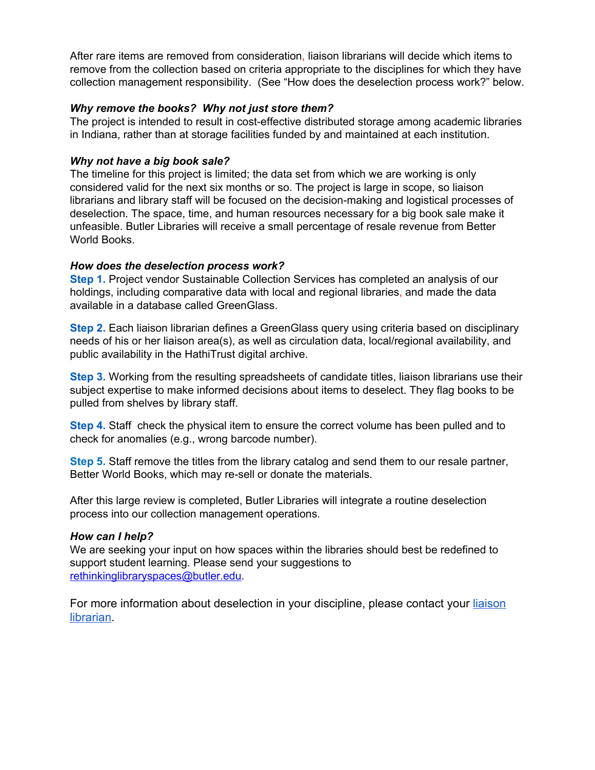After rare items are removed from consideration, liaison librarians will decide which items to remove from the collection based on criteria appropriate to the disciplines for which they have collection management responsibility. (See "How does the deselection process work?" below.

***Why remove the books? Why not just store them?***

The project is intended to result in cost-effective distributed storage among academic libraries in Indiana, rather than at storage facilities funded by and maintained at each institution.

***Why not have a big book sale?***

The timeline for this project is limited; the data set from which we are working is only considered valid for the next six months or so. The project is large in scope, so liaison librarians and library staff will be focused on the decision-making and logistical processes of deselection. The space, time, and human resources necessary for a big book sale make it unfeasible. Butler Libraries will receive a small percentage of resale revenue from Better World Books.

***How does the deselection process work?***

**Step 1.** Project vendor Sustainable Collection Services has completed an analysis of our holdings, including comparative data with local and regional libraries, and made the data available in a database called GreenGlass.

**Step 2.** Each liaison librarian defines a GreenGlass query using criteria based on disciplinary needs of his or her liaison area(s), as well as circulation data, local/regional availability, and public availability in the HathiTrust digital archive.

**Step 3.** Working from the resulting spreadsheets of candidate titles, liaison librarians use their subject expertise to make informed decisions about items to deselect. They flag books to be pulled from shelves by library staff.

**Step 4.** Staff check the physical item to ensure the correct volume has been pulled and to check for anomalies (e.g., wrong barcode number).

**Step 5.** Staff remove the titles from the library catalog and send them to our resale partner, Better World Books, which may re-sell or donate the materials.

After this large review is completed, Butler Libraries will integrate a routine deselection process into our collection management operations.

***How can I help?***

We are seeking your input on how spaces within the libraries should best be redefined to support student learning. Please send your suggestions to [rethinkinglibraryspaces@butler.edu](mailto:rethinkinglibraryspaces@butler.edu).

For more information about deselection in your discipline, please contact your [liaison librarian](#).